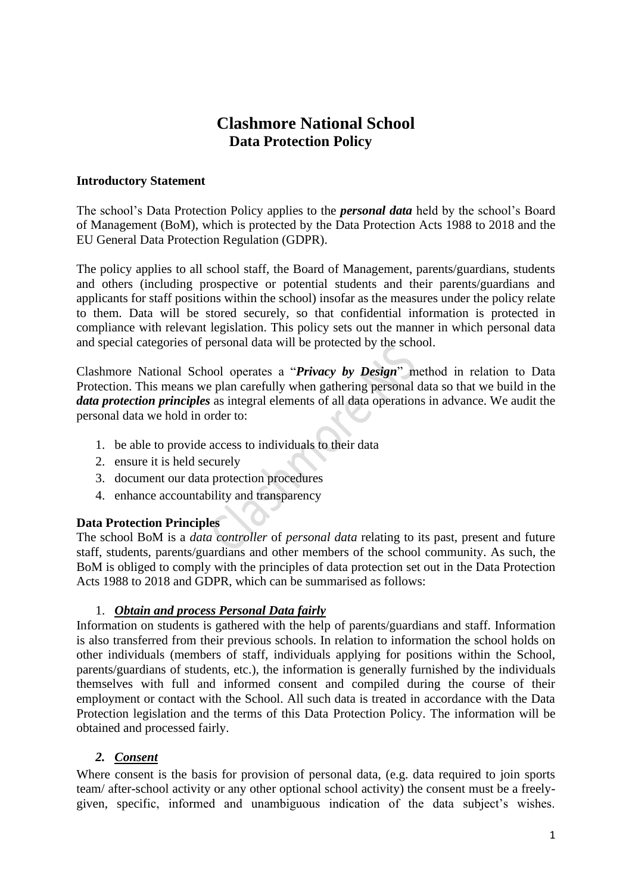# Clashmore National School
## Data Protection Policy

**Introductory Statement**

The school's Data Protection Policy applies to the ***personal data*** held by the school's Board of Management (BoM), which is protected by the Data Protection Acts 1988 to 2018 and the EU General Data Protection Regulation (GDPR).

The policy applies to all school staff, the Board of Management, parents/guardians, students and others (including prospective or potential students and their parents/guardians and applicants for staff positions within the school) insofar as the measures under the policy relate to them. Data will be stored securely, so that confidential information is protected in compliance with relevant legislation. This policy sets out the manner in which personal data and special categories of personal data will be protected by the school.

Clashmore National School operates a "***Privacy by Design***" method in relation to Data Protection. This means we plan carefully when gathering personal data so that we build in the ***data protection principles*** as integral elements of all data operations in advance. We audit the personal data we hold in order to:

1. be able to provide access to individuals to their data
2. ensure it is held securely
3. document our data protection procedures
4. enhance accountability and transparency

**Data Protection Principles**

The school BoM is a *data controller* of *personal data* relating to its past, present and future staff, students, parents/guardians and other members of the school community. As such, the BoM is obliged to comply with the principles of data protection set out in the Data Protection Acts 1988 to 2018 and GDPR, which can be summarised as follows:

1. ***Obtain and process Personal Data fairly***

Information on students is gathered with the help of parents/guardians and staff. Information is also transferred from their previous schools. In relation to information the school holds on other individuals (members of staff, individuals applying for positions within the School, parents/guardians of students, etc.), the information is generally furnished by the individuals themselves with full and informed consent and compiled during the course of their employment or contact with the School. All such data is treated in accordance with the Data Protection legislation and the terms of this Data Protection Policy. The information will be obtained and processed fairly.

2. ***Consent***

Where consent is the basis for provision of personal data, (e.g. data required to join sports team/ after-school activity or any other optional school activity) the consent must be a freely-given, specific, informed and unambiguous indication of the data subject's wishes.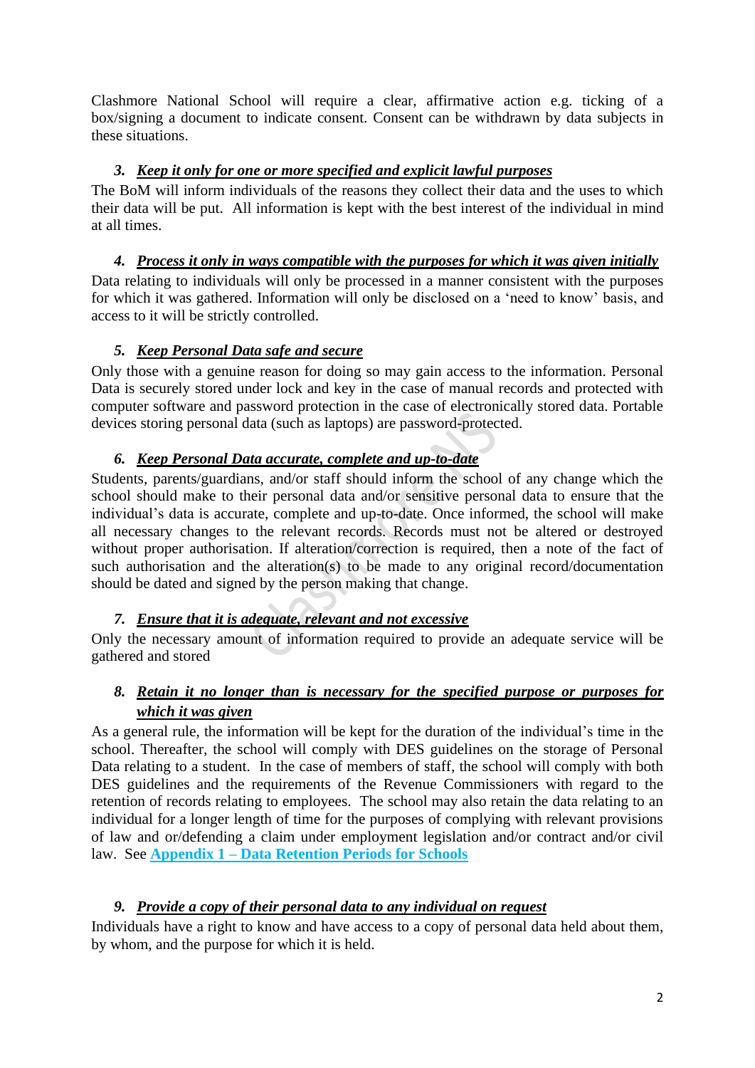Clashmore National School will require a clear, affirmative action e.g. ticking of a box/signing a document to indicate consent. Consent can be withdrawn by data subjects in these situations.

3. ***Keep it only for one or more specified and explicit lawful purposes***

The BoM will inform individuals of the reasons they collect their data and the uses to which their data will be put. All information is kept with the best interest of the individual in mind at all times.

4. ***Process it only in ways compatible with the purposes for which it was given initially***

Data relating to individuals will only be processed in a manner consistent with the purposes for which it was gathered. Information will only be disclosed on a 'need to know' basis, and access to it will be strictly controlled.

5. ***Keep Personal Data safe and secure***

Only those with a genuine reason for doing so may gain access to the information. Personal Data is securely stored under lock and key in the case of manual records and protected with computer software and password protection in the case of electronically stored data. Portable devices storing personal data (such as laptops) are password-protected.

6. ***Keep Personal Data accurate, complete and up-to-date***

Students, parents/guardians, and/or staff should inform the school of any change which the school should make to their personal data and/or sensitive personal data to ensure that the individual's data is accurate, complete and up-to-date. Once informed, the school will make all necessary changes to the relevant records. Records must not be altered or destroyed without proper authorisation. If alteration/correction is required, then a note of the fact of such authorisation and the alteration(s) to be made to any original record/documentation should be dated and signed by the person making that change.

7. ***Ensure that it is adequate, relevant and not excessive***

Only the necessary amount of information required to provide an adequate service will be gathered and stored

8. ***Retain it no longer than is necessary for the specified purpose or purposes for which it was given***

As a general rule, the information will be kept for the duration of the individual's time in the school. Thereafter, the school will comply with DES guidelines on the storage of Personal Data relating to a student. In the case of members of staff, the school will comply with both DES guidelines and the requirements of the Revenue Commissioners with regard to the retention of records relating to employees. The school may also retain the data relating to an individual for a longer length of time for the purposes of complying with relevant provisions of law and or/defending a claim under employment legislation and/or contract and/or civil law. See **Appendix 1 – Data Retention Periods for Schools**

9. ***Provide a copy of their personal data to any individual on request***

Individuals have a right to know and have access to a copy of personal data held about them, by whom, and the purpose for which it is held.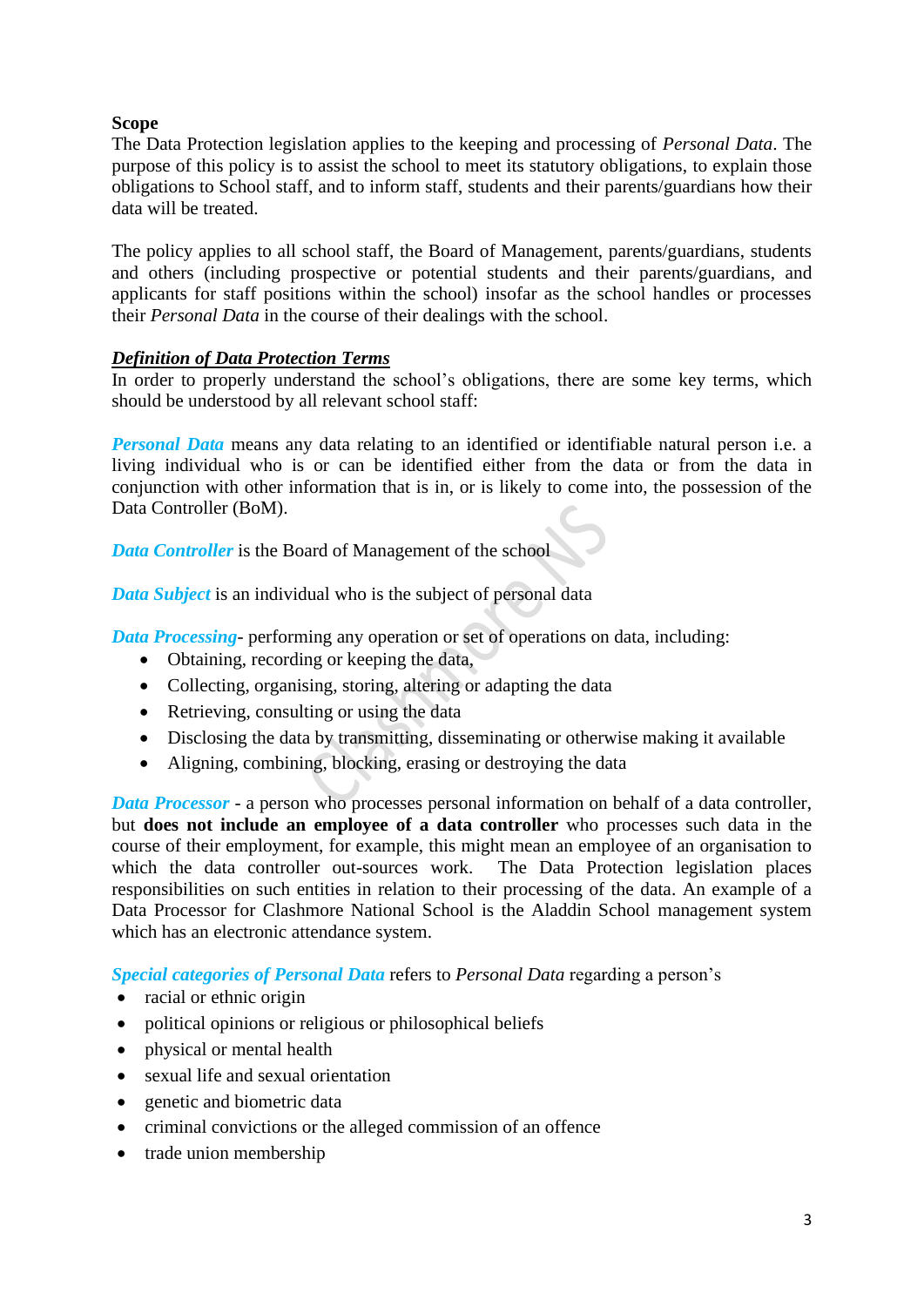**Scope**

The Data Protection legislation applies to the keeping and processing of *Personal Data*. The purpose of this policy is to assist the school to meet its statutory obligations, to explain those obligations to School staff, and to inform staff, students and their parents/guardians how their data will be treated.

The policy applies to all school staff, the Board of Management, parents/guardians, students and others (including prospective or potential students and their parents/guardians, and applicants for staff positions within the school) insofar as the school handles or processes their *Personal Data* in the course of their dealings with the school.

***Definition of Data Protection Terms***

In order to properly understand the school's obligations, there are some key terms, which should be understood by all relevant school staff:

***Personal Data*** means any data relating to an identified or identifiable natural person i.e. a living individual who is or can be identified either from the data or from the data in conjunction with other information that is in, or is likely to come into, the possession of the Data Controller (BoM).

***Data Controller*** is the Board of Management of the school

***Data Subject*** is an individual who is the subject of personal data

***Data Processing***- performing any operation or set of operations on data, including:

- Obtaining, recording or keeping the data,
- Collecting, organising, storing, altering or adapting the data
- Retrieving, consulting or using the data
- Disclosing the data by transmitting, disseminating or otherwise making it available
- Aligning, combining, blocking, erasing or destroying the data

***Data Processor*** - a person who processes personal information on behalf of a data controller, but **does not include an employee of a data controller** who processes such data in the course of their employment, for example, this might mean an employee of an organisation to which the data controller out-sources work. The Data Protection legislation places responsibilities on such entities in relation to their processing of the data. An example of a Data Processor for Clashmore National School is the Aladdin School management system which has an electronic attendance system.

***Special categories of Personal Data*** refers to *Personal Data* regarding a person's

- racial or ethnic origin
- political opinions or religious or philosophical beliefs
- physical or mental health
- sexual life and sexual orientation
- genetic and biometric data
- criminal convictions or the alleged commission of an offence
- trade union membership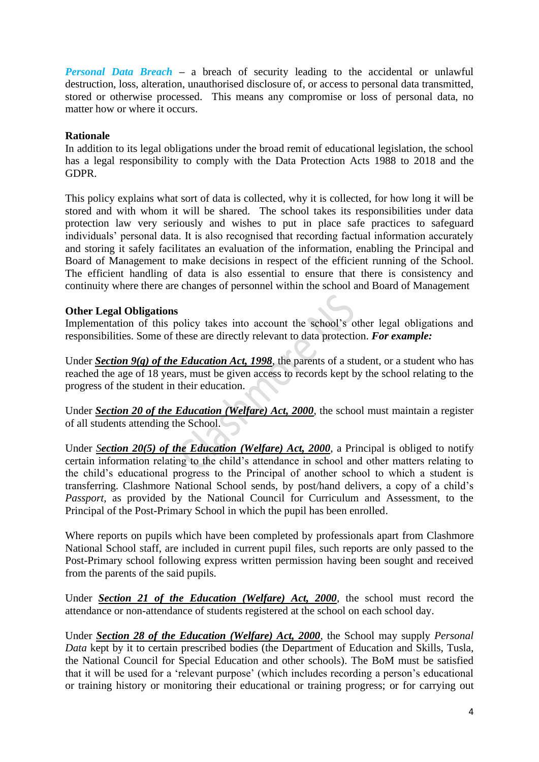***Personal Data Breach*** – a breach of security leading to the accidental or unlawful destruction, loss, alteration, unauthorised disclosure of, or access to personal data transmitted, stored or otherwise processed. This means any compromise or loss of personal data, no matter how or where it occurs.

**Rationale**

In addition to its legal obligations under the broad remit of educational legislation, the school has a legal responsibility to comply with the Data Protection Acts 1988 to 2018 and the GDPR.

This policy explains what sort of data is collected, why it is collected, for how long it will be stored and with whom it will be shared. The school takes its responsibilities under data protection law very seriously and wishes to put in place safe practices to safeguard individuals' personal data. It is also recognised that recording factual information accurately and storing it safely facilitates an evaluation of the information, enabling the Principal and Board of Management to make decisions in respect of the efficient running of the School. The efficient handling of data is also essential to ensure that there is consistency and continuity where there are changes of personnel within the school and Board of Management

**Other Legal Obligations**

Implementation of this policy takes into account the school's other legal obligations and responsibilities. Some of these are directly relevant to data protection. ***For example:***

Under ***Section 9(g) of the Education Act, 1998***, the parents of a student, or a student who has reached the age of 18 years, must be given access to records kept by the school relating to the progress of the student in their education.

Under ***Section 20 of the Education (Welfare) Act, 2000***, the school must maintain a register of all students attending the School.

Under ***Section 20(5) of the Education (Welfare) Act, 2000***, a Principal is obliged to notify certain information relating to the child's attendance in school and other matters relating to the child's educational progress to the Principal of another school to which a student is transferring. Clashmore National School sends, by post/hand delivers, a copy of a child's *Passport*, as provided by the National Council for Curriculum and Assessment, to the Principal of the Post-Primary School in which the pupil has been enrolled.

Where reports on pupils which have been completed by professionals apart from Clashmore National School staff, are included in current pupil files, such reports are only passed to the Post-Primary school following express written permission having been sought and received from the parents of the said pupils.

Under ***Section 21 of the Education (Welfare) Act, 2000***, the school must record the attendance or non-attendance of students registered at the school on each school day.

Under ***Section 28 of the Education (Welfare) Act, 2000***, the School may supply *Personal Data* kept by it to certain prescribed bodies (the Department of Education and Skills, Tusla, the National Council for Special Education and other schools). The BoM must be satisfied that it will be used for a 'relevant purpose' (which includes recording a person's educational or training history or monitoring their educational or training progress; or for carrying out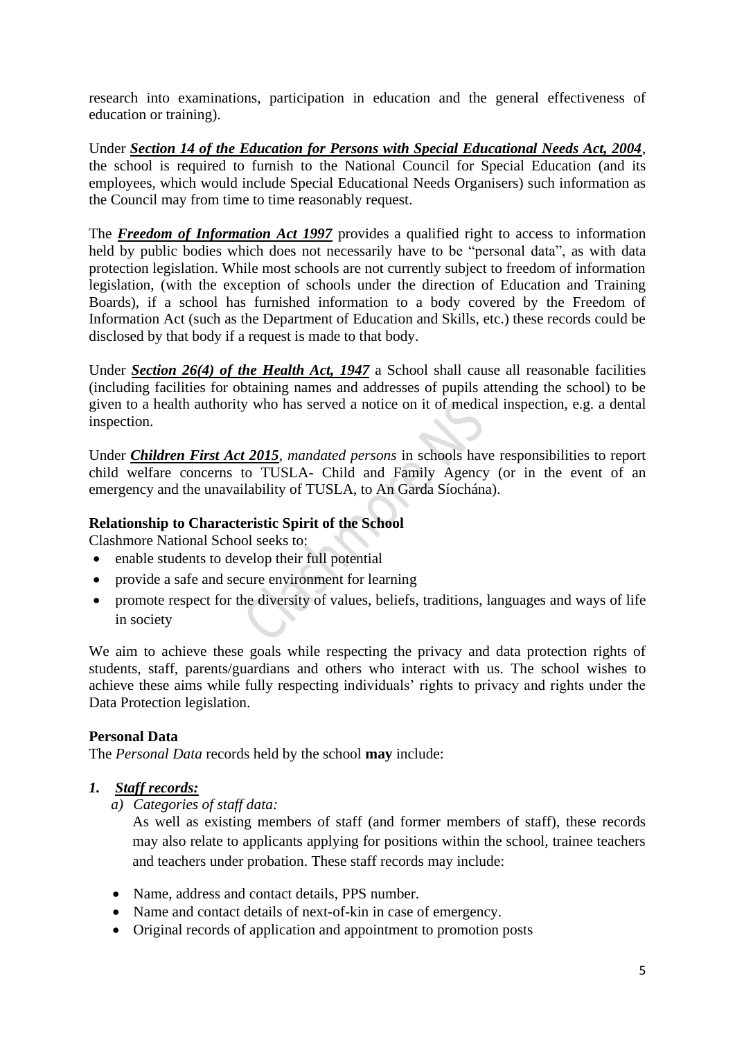research into examinations, participation in education and the general effectiveness of education or training).

Under ***Section 14 of the Education for Persons with Special Educational Needs Act, 2004***, the school is required to furnish to the National Council for Special Education (and its employees, which would include Special Educational Needs Organisers) such information as the Council may from time to time reasonably request.

The ***Freedom of Information Act 1997*** provides a qualified right to access to information held by public bodies which does not necessarily have to be "personal data", as with data protection legislation. While most schools are not currently subject to freedom of information legislation, (with the exception of schools under the direction of Education and Training Boards), if a school has furnished information to a body covered by the Freedom of Information Act (such as the Department of Education and Skills, etc.) these records could be disclosed by that body if a request is made to that body.

Under ***Section 26(4) of the Health Act, 1947*** a School shall cause all reasonable facilities (including facilities for obtaining names and addresses of pupils attending the school) to be given to a health authority who has served a notice on it of medical inspection, e.g. a dental inspection.

Under ***Children First Act 2015***, *mandated persons* in schools have responsibilities to report child welfare concerns to TUSLA- Child and Family Agency (or in the event of an emergency and the unavailability of TUSLA, to An Garda Síochána).

**Relationship to Characteristic Spirit of the School**

Clashmore National School seeks to:

- enable students to develop their full potential
- provide a safe and secure environment for learning
- promote respect for the diversity of values, beliefs, traditions, languages and ways of life in society

We aim to achieve these goals while respecting the privacy and data protection rights of students, staff, parents/guardians and others who interact with us. The school wishes to achieve these aims while fully respecting individuals' rights to privacy and rights under the Data Protection legislation.

**Personal Data**

The *Personal Data* records held by the school **may** include:

1. ***Staff records:***
   a) *Categories of staff data:*
   As well as existing members of staff (and former members of staff), these records may also relate to applicants applying for positions within the school, trainee teachers and teachers under probation. These staff records may include:

   - Name, address and contact details, PPS number.
   - Name and contact details of next-of-kin in case of emergency.
   - Original records of application and appointment to promotion posts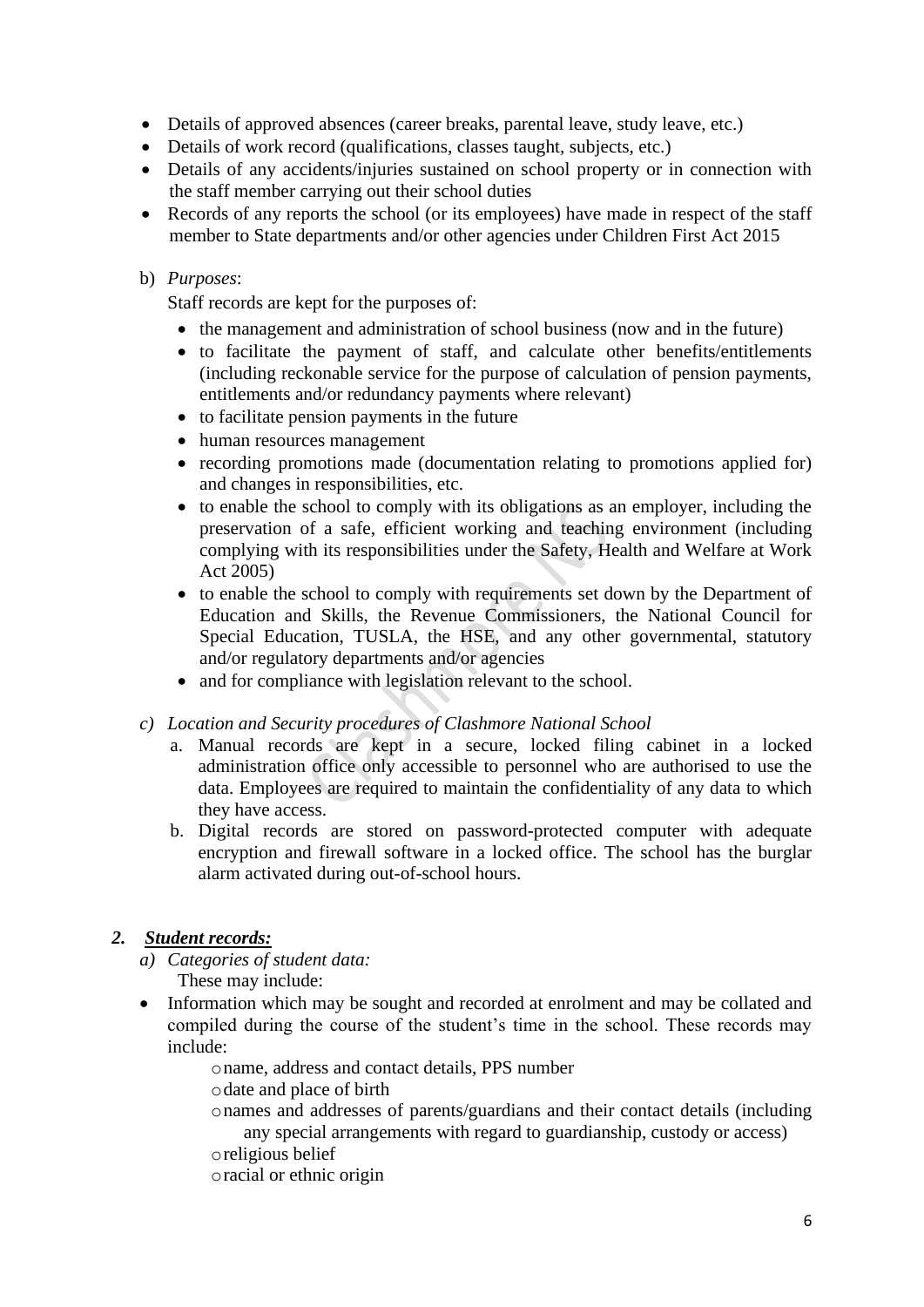- Details of approved absences (career breaks, parental leave, study leave, etc.)
- Details of work record (qualifications, classes taught, subjects, etc.)
- Details of any accidents/injuries sustained on school property or in connection with the staff member carrying out their school duties
- Records of any reports the school (or its employees) have made in respect of the staff member to State departments and/or other agencies under Children First Act 2015

b) *Purposes*:

Staff records are kept for the purposes of:

- the management and administration of school business (now and in the future)
- to facilitate the payment of staff, and calculate other benefits/entitlements (including reckonable service for the purpose of calculation of pension payments, entitlements and/or redundancy payments where relevant)
- to facilitate pension payments in the future
- human resources management
- recording promotions made (documentation relating to promotions applied for) and changes in responsibilities, etc.
- to enable the school to comply with its obligations as an employer, including the preservation of a safe, efficient working and teaching environment (including complying with its responsibilities under the Safety, Health and Welfare at Work Act 2005)
- to enable the school to comply with requirements set down by the Department of Education and Skills, the Revenue Commissioners, the National Council for Special Education, TUSLA, the HSE, and any other governmental, statutory and/or regulatory departments and/or agencies
- and for compliance with legislation relevant to the school.

c) *Location and Security procedures of Clashmore National School*

   a. Manual records are kept in a secure, locked filing cabinet in a locked administration office only accessible to personnel who are authorised to use the data. Employees are required to maintain the confidentiality of any data to which they have access.

   b. Digital records are stored on password-protected computer with adequate encryption and firewall software in a locked office. The school has the burglar alarm activated during out-of-school hours.

## 2. ***Student records:***

a) *Categories of student data:*

These may include:

- Information which may be sought and recorded at enrolment and may be collated and compiled during the course of the student's time in the school. These records may include:
  - name, address and contact details, PPS number
  - date and place of birth
  - names and addresses of parents/guardians and their contact details (including any special arrangements with regard to guardianship, custody or access)
  - religious belief
  - racial or ethnic origin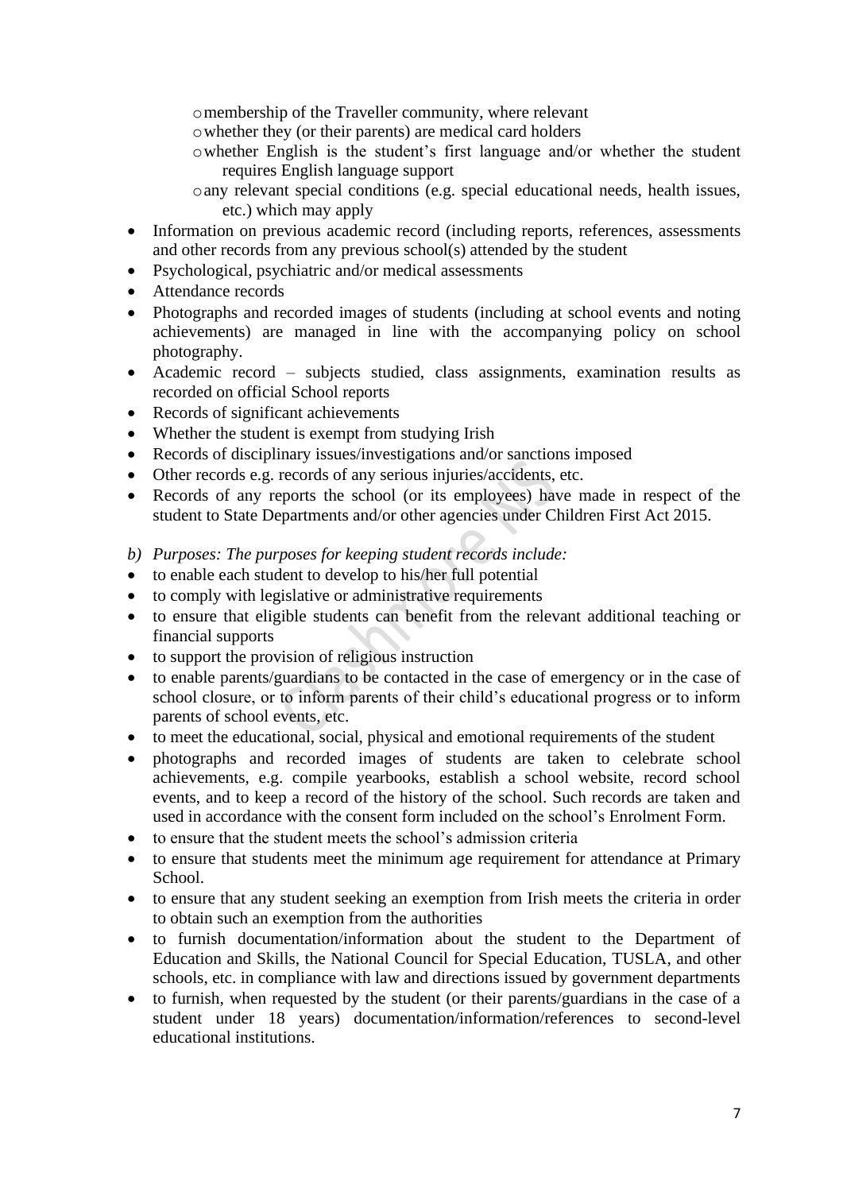- membership of the Traveller community, where relevant
  - whether they (or their parents) are medical card holders
  - whether English is the student's first language and/or whether the student requires English language support
  - any relevant special conditions (e.g. special educational needs, health issues, etc.) which may apply
- Information on previous academic record (including reports, references, assessments and other records from any previous school(s) attended by the student
- Psychological, psychiatric and/or medical assessments
- Attendance records
- Photographs and recorded images of students (including at school events and noting achievements) are managed in line with the accompanying policy on school photography.
- Academic record – subjects studied, class assignments, examination results as recorded on official School reports
- Records of significant achievements
- Whether the student is exempt from studying Irish
- Records of disciplinary issues/investigations and/or sanctions imposed
- Other records e.g. records of any serious injuries/accidents, etc.
- Records of any reports the school (or its employees) have made in respect of the student to State Departments and/or other agencies under Children First Act 2015.

*b) Purposes: The purposes for keeping student records include:*

- to enable each student to develop to his/her full potential
- to comply with legislative or administrative requirements
- to ensure that eligible students can benefit from the relevant additional teaching or financial supports
- to support the provision of religious instruction
- to enable parents/guardians to be contacted in the case of emergency or in the case of school closure, or to inform parents of their child's educational progress or to inform parents of school events, etc.
- to meet the educational, social, physical and emotional requirements of the student
- photographs and recorded images of students are taken to celebrate school achievements, e.g. compile yearbooks, establish a school website, record school events, and to keep a record of the history of the school. Such records are taken and used in accordance with the consent form included on the school's Enrolment Form.
- to ensure that the student meets the school's admission criteria
- to ensure that students meet the minimum age requirement for attendance at Primary School.
- to ensure that any student seeking an exemption from Irish meets the criteria in order to obtain such an exemption from the authorities
- to furnish documentation/information about the student to the Department of Education and Skills, the National Council for Special Education, TUSLA, and other schools, etc. in compliance with law and directions issued by government departments
- to furnish, when requested by the student (or their parents/guardians in the case of a student under 18 years) documentation/information/references to second-level educational institutions.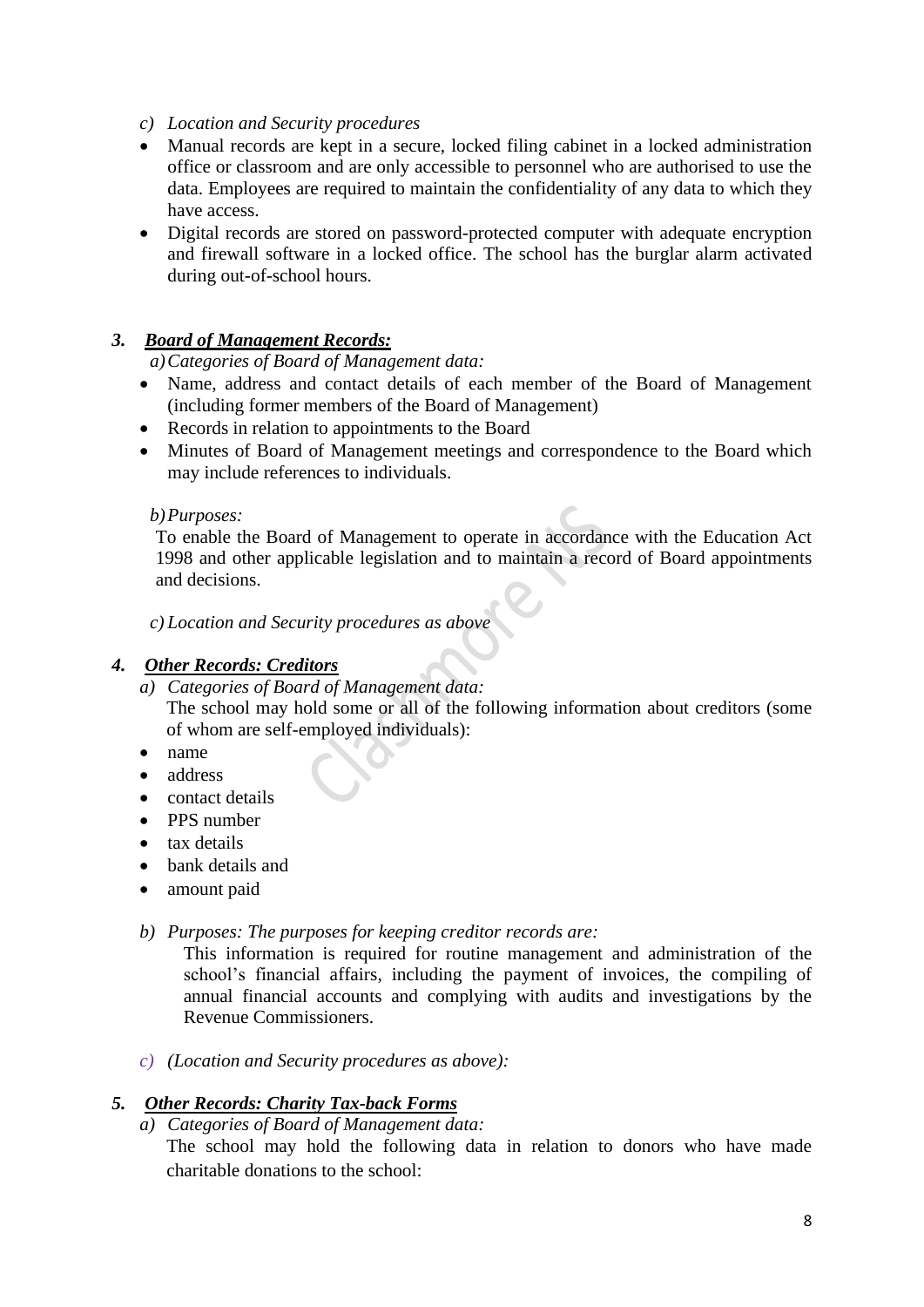*c) Location and Security procedures*

- Manual records are kept in a secure, locked filing cabinet in a locked administration office or classroom and are only accessible to personnel who are authorised to use the data. Employees are required to maintain the confidentiality of any data to which they have access.
- Digital records are stored on password-protected computer with adequate encryption and firewall software in a locked office. The school has the burglar alarm activated during out-of-school hours.

### *3. Board of Management Records:*

*a) Categories of Board of Management data:*

- Name, address and contact details of each member of the Board of Management (including former members of the Board of Management)
- Records in relation to appointments to the Board
- Minutes of Board of Management meetings and correspondence to the Board which may include references to individuals.

*b) Purposes:*

To enable the Board of Management to operate in accordance with the Education Act 1998 and other applicable legislation and to maintain a record of Board appointments and decisions.

*c) Location and Security procedures as above*

### *4. Other Records: Creditors*

*a) Categories of Board of Management data:*

The school may hold some or all of the following information about creditors (some of whom are self-employed individuals):

- name
- address
- contact details
- PPS number
- tax details
- bank details and
- amount paid

*b) Purposes: The purposes for keeping creditor records are:*

This information is required for routine management and administration of the school's financial affairs, including the payment of invoices, the compiling of annual financial accounts and complying with audits and investigations by the Revenue Commissioners.

*c) (Location and Security procedures as above):*

### *5. Other Records: Charity Tax-back Forms*

*a) Categories of Board of Management data:*

The school may hold the following data in relation to donors who have made charitable donations to the school: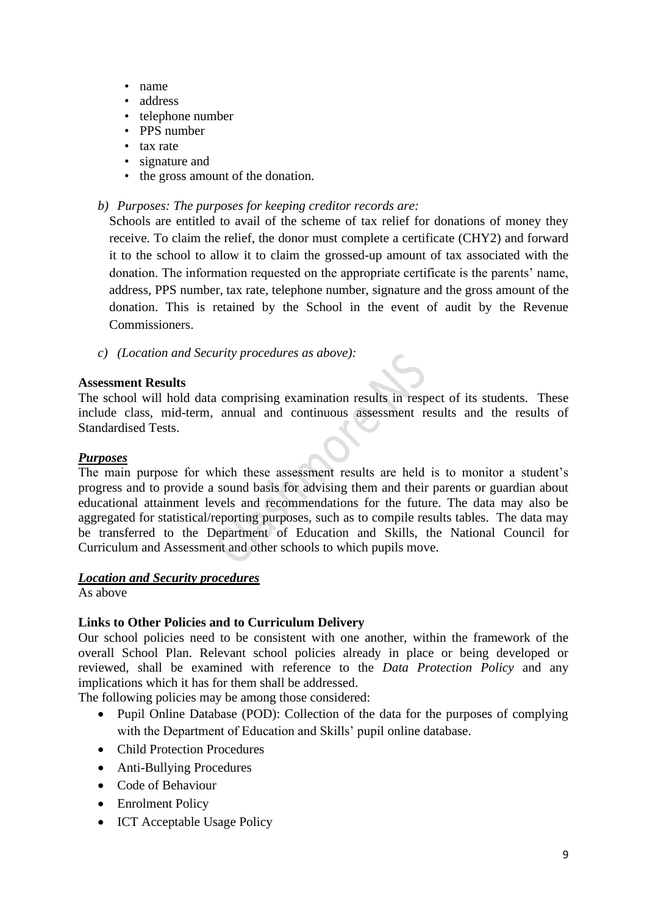- name
- address
- telephone number
- PPS number
- tax rate
- signature and
- the gross amount of the donation.

b) *Purposes: The purposes for keeping creditor records are:*

Schools are entitled to avail of the scheme of tax relief for donations of money they receive. To claim the relief, the donor must complete a certificate (CHY2) and forward it to the school to allow it to claim the grossed-up amount of tax associated with the donation. The information requested on the appropriate certificate is the parents' name, address, PPS number, tax rate, telephone number, signature and the gross amount of the donation. This is retained by the School in the event of audit by the Revenue Commissioners.

c) *(Location and Security procedures as above):*

**Assessment Results**

The school will hold data comprising examination results in respect of its students. These include class, mid-term, annual and continuous assessment results and the results of Standardised Tests.

***Purposes***

The main purpose for which these assessment results are held is to monitor a student's progress and to provide a sound basis for advising them and their parents or guardian about educational attainment levels and recommendations for the future. The data may also be aggregated for statistical/reporting purposes, such as to compile results tables. The data may be transferred to the Department of Education and Skills, the National Council for Curriculum and Assessment and other schools to which pupils move.

***Location and Security procedures***

As above

**Links to Other Policies and to Curriculum Delivery**

Our school policies need to be consistent with one another, within the framework of the overall School Plan. Relevant school policies already in place or being developed or reviewed, shall be examined with reference to the *Data Protection Policy* and any implications which it has for them shall be addressed.

The following policies may be among those considered:

- Pupil Online Database (POD): Collection of the data for the purposes of complying with the Department of Education and Skills' pupil online database.
- Child Protection Procedures
- Anti-Bullying Procedures
- Code of Behaviour
- Enrolment Policy
- ICT Acceptable Usage Policy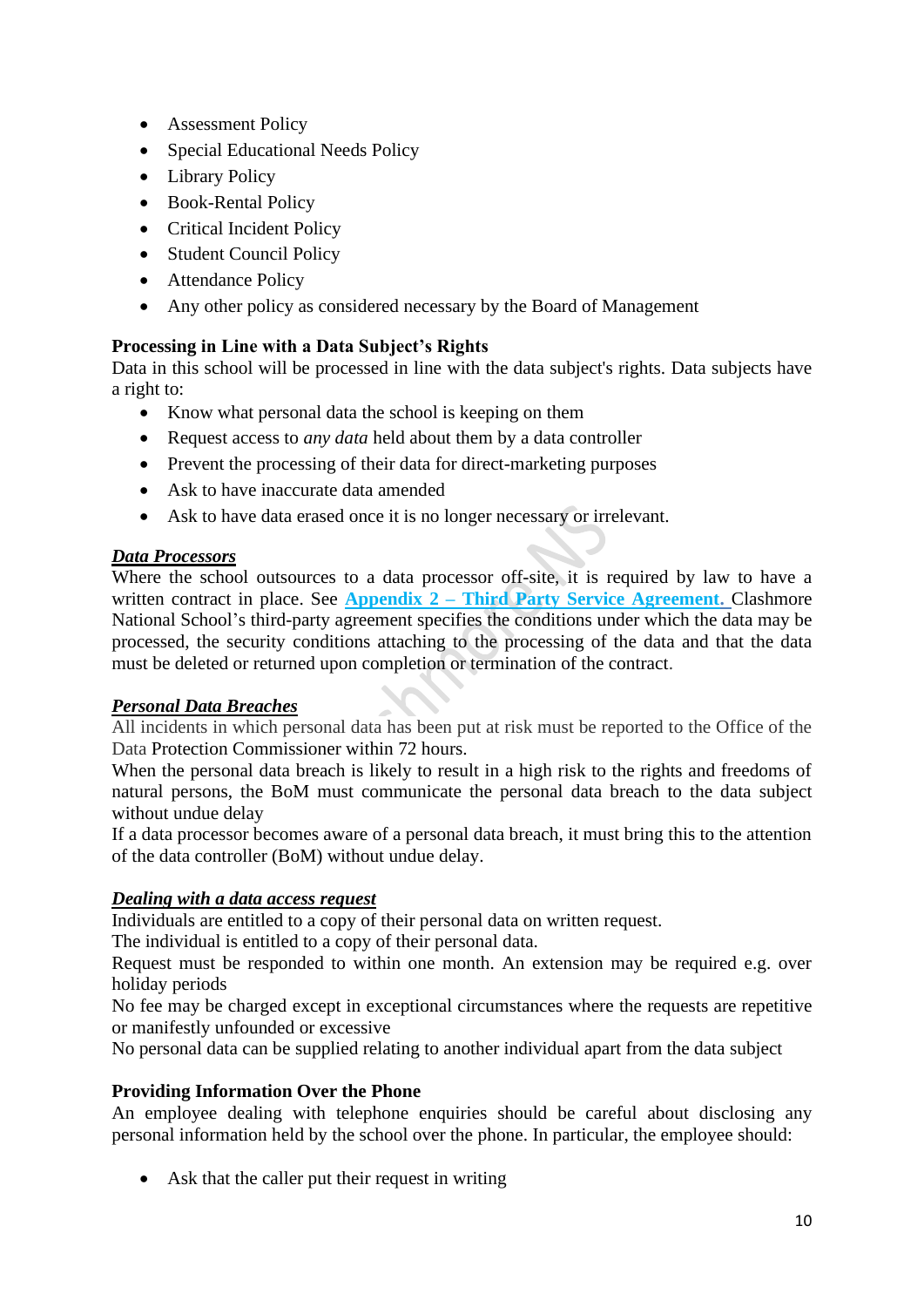- Assessment Policy
- Special Educational Needs Policy
- Library Policy
- Book-Rental Policy
- Critical Incident Policy
- Student Council Policy
- Attendance Policy
- Any other policy as considered necessary by the Board of Management

**Processing in Line with a Data Subject's Rights**

Data in this school will be processed in line with the data subject's rights. Data subjects have a right to:

- Know what personal data the school is keeping on them
- Request access to *any data* held about them by a data controller
- Prevent the processing of their data for direct-marketing purposes
- Ask to have inaccurate data amended
- Ask to have data erased once it is no longer necessary or irrelevant.

***Data Processors***

Where the school outsources to a data processor off-site, it is required by law to have a written contract in place. See **Appendix 2 – Third Party Service Agreement.** Clashmore National School's third-party agreement specifies the conditions under which the data may be processed, the security conditions attaching to the processing of the data and that the data must be deleted or returned upon completion or termination of the contract.

***Personal Data Breaches***

All incidents in which personal data has been put at risk must be reported to the Office of the Data Protection Commissioner within 72 hours.

When the personal data breach is likely to result in a high risk to the rights and freedoms of natural persons, the BoM must communicate the personal data breach to the data subject without undue delay

If a data processor becomes aware of a personal data breach, it must bring this to the attention of the data controller (BoM) without undue delay.

***Dealing with a data access request***

Individuals are entitled to a copy of their personal data on written request.

The individual is entitled to a copy of their personal data.

Request must be responded to within one month. An extension may be required e.g. over holiday periods

No fee may be charged except in exceptional circumstances where the requests are repetitive or manifestly unfounded or excessive

No personal data can be supplied relating to another individual apart from the data subject

**Providing Information Over the Phone**

An employee dealing with telephone enquiries should be careful about disclosing any personal information held by the school over the phone. In particular, the employee should:

- Ask that the caller put their request in writing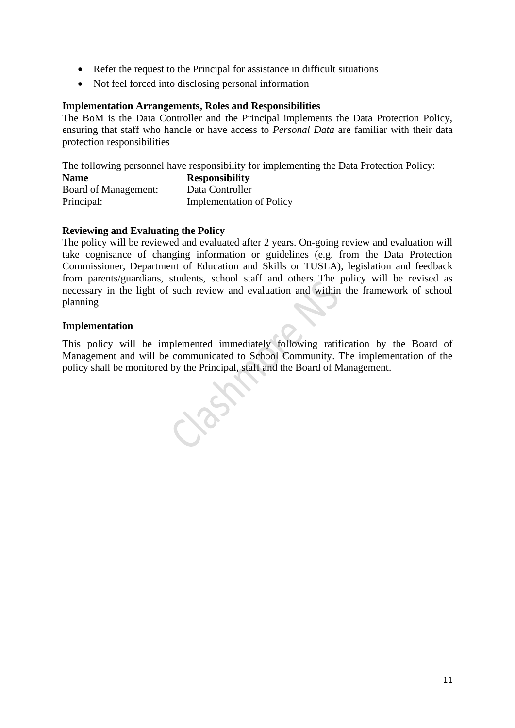- Refer the request to the Principal for assistance in difficult situations
- Not feel forced into disclosing personal information

**Implementation Arrangements, Roles and Responsibilities**

The BoM is the Data Controller and the Principal implements the Data Protection Policy, ensuring that staff who handle or have access to *Personal Data* are familiar with their data protection responsibilities

The following personnel have responsibility for implementing the Data Protection Policy:

| **Name** | **Responsibility** |
|---|---|
| Board of Management: | Data Controller |
| Principal: | Implementation of Policy |

**Reviewing and Evaluating the Policy**

The policy will be reviewed and evaluated after 2 years. On-going review and evaluation will take cognisance of changing information or guidelines (e.g. from the Data Protection Commissioner, Department of Education and Skills or TUSLA), legislation and feedback from parents/guardians, students, school staff and others. The policy will be revised as necessary in the light of such review and evaluation and within the framework of school planning

**Implementation**

This policy will be implemented immediately following ratification by the Board of Management and will be communicated to School Community. The implementation of the policy shall be monitored by the Principal, staff and the Board of Management.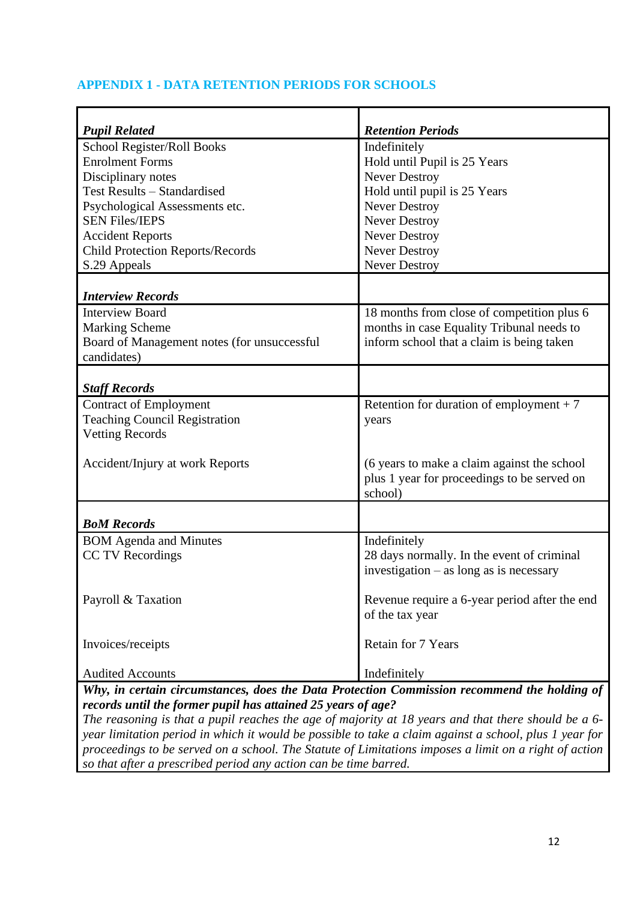## APPENDIX 1 - DATA RETENTION PERIODS FOR SCHOOLS

| ***Pupil Related*** | ***Retention Periods*** |
|---|---|
| School Register/Roll Books | Indefinitely |
| Enrolment Forms | Hold until Pupil is 25 Years |
| Disciplinary notes | Never Destroy |
| Test Results – Standardised | Hold until pupil is 25 Years |
| Psychological Assessments etc. | Never Destroy |
| SEN Files/IEPS | Never Destroy |
| Accident Reports | Never Destroy |
| Child Protection Reports/Records | Never Destroy |
| S.29 Appeals | Never Destroy |
| ***Interview Records*** | |
| Interview Board<br>Marking Scheme<br>Board of Management notes (for unsuccessful candidates) | 18 months from close of competition plus 6 months in case Equality Tribunal needs to inform school that a claim is being taken |
| ***Staff Records*** | |
| Contract of Employment<br>Teaching Council Registration<br>Vetting Records | Retention for duration of employment + 7 years |
| Accident/Injury at work Reports | (6 years to make a claim against the school plus 1 year for proceedings to be served on school) |
| ***BoM Records*** | |
| BOM Agenda and Minutes | Indefinitely |
| CC TV Recordings | 28 days normally. In the event of criminal investigation – as long as is necessary |
| Payroll & Taxation | Revenue require a 6-year period after the end of the tax year |
| Invoices/receipts | Retain for 7 Years |
| Audited Accounts | Indefinitely |

***Why, in certain circumstances, does the Data Protection Commission recommend the holding of records until the former pupil has attained 25 years of age?***

*The reasoning is that a pupil reaches the age of majority at 18 years and that there should be a 6-year limitation period in which it would be possible to take a claim against a school, plus 1 year for proceedings to be served on a school. The Statute of Limitations imposes a limit on a right of action so that after a prescribed period any action can be time barred.*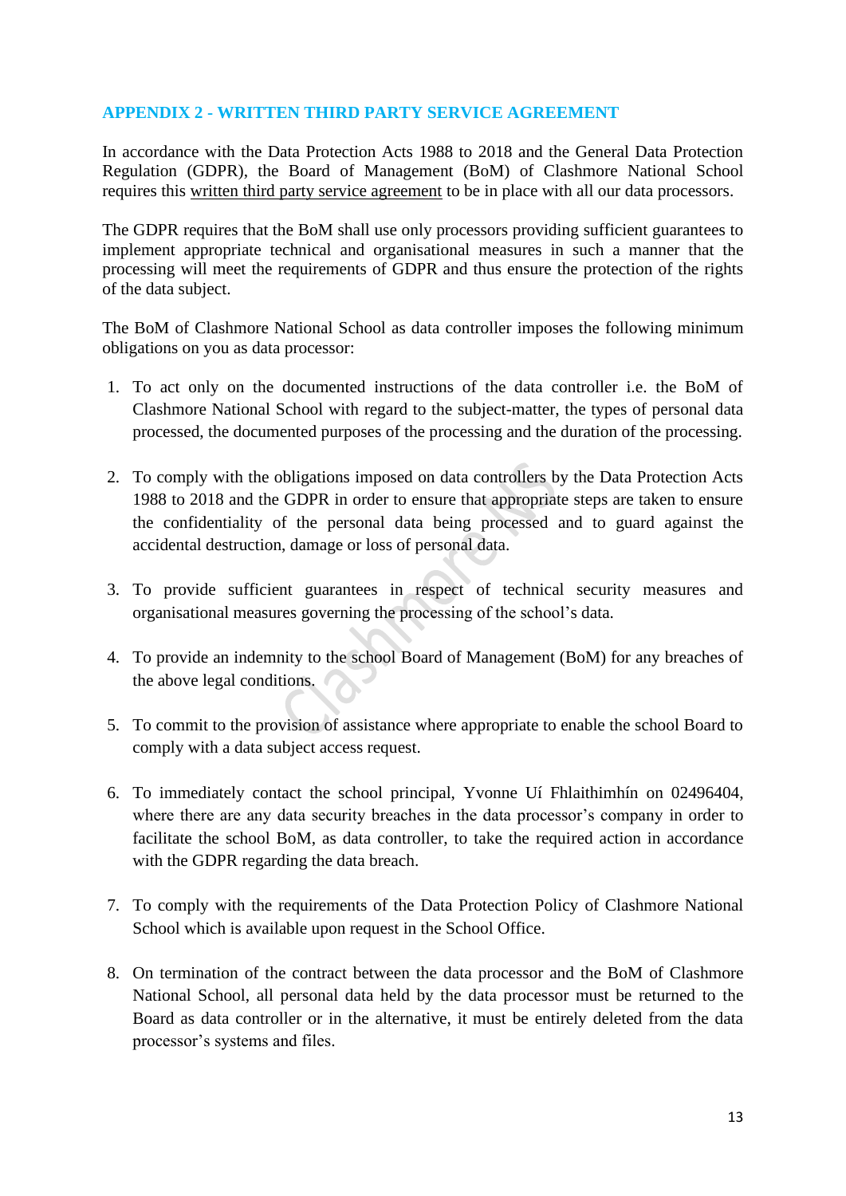## APPENDIX 2 - WRITTEN THIRD PARTY SERVICE AGREEMENT

In accordance with the Data Protection Acts 1988 to 2018 and the General Data Protection Regulation (GDPR), the Board of Management (BoM) of Clashmore National School requires this written third party service agreement to be in place with all our data processors.

The GDPR requires that the BoM shall use only processors providing sufficient guarantees to implement appropriate technical and organisational measures in such a manner that the processing will meet the requirements of GDPR and thus ensure the protection of the rights of the data subject.

The BoM of Clashmore National School as data controller imposes the following minimum obligations on you as data processor:

1. To act only on the documented instructions of the data controller i.e. the BoM of Clashmore National School with regard to the subject-matter, the types of personal data processed, the documented purposes of the processing and the duration of the processing.

2. To comply with the obligations imposed on data controllers by the Data Protection Acts 1988 to 2018 and the GDPR in order to ensure that appropriate steps are taken to ensure the confidentiality of the personal data being processed and to guard against the accidental destruction, damage or loss of personal data.

3. To provide sufficient guarantees in respect of technical security measures and organisational measures governing the processing of the school's data.

4. To provide an indemnity to the school Board of Management (BoM) for any breaches of the above legal conditions.

5. To commit to the provision of assistance where appropriate to enable the school Board to comply with a data subject access request.

6. To immediately contact the school principal, Yvonne Uí Fhlaithimhín on 02496404, where there are any data security breaches in the data processor's company in order to facilitate the school BoM, as data controller, to take the required action in accordance with the GDPR regarding the data breach.

7. To comply with the requirements of the Data Protection Policy of Clashmore National School which is available upon request in the School Office.

8. On termination of the contract between the data processor and the BoM of Clashmore National School, all personal data held by the data processor must be returned to the Board as data controller or in the alternative, it must be entirely deleted from the data processor's systems and files.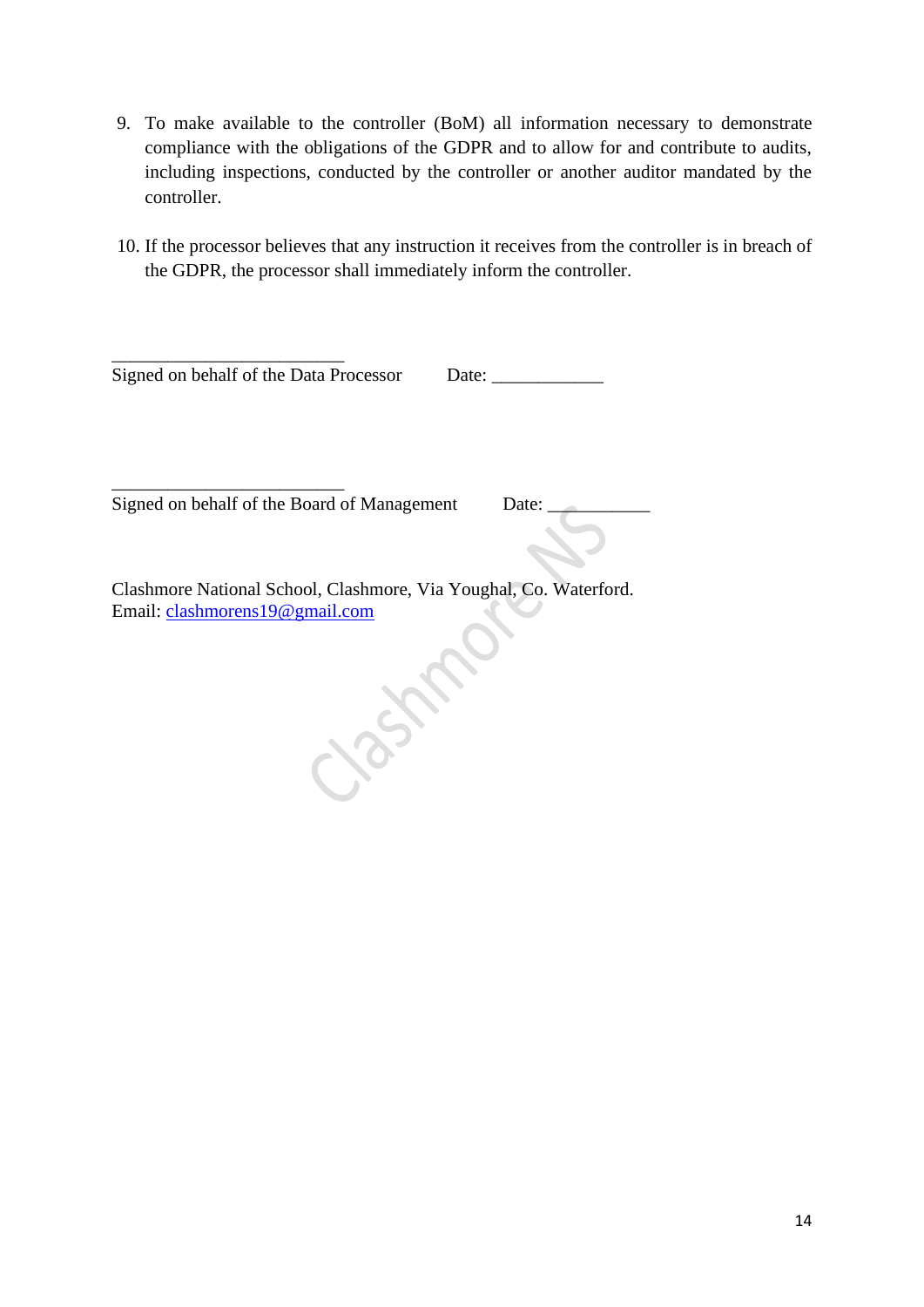9. To make available to the controller (BoM) all information necessary to demonstrate compliance with the obligations of the GDPR and to allow for and contribute to audits, including inspections, conducted by the controller or another auditor mandated by the controller.

10. If the processor believes that any instruction it receives from the controller is in breach of the GDPR, the processor shall immediately inform the controller.

_________________________
Signed on behalf of the Data Processor Date: ____________

_________________________
Signed on behalf of the Board of Management Date: ___________

Clashmore National School, Clashmore, Via Youghal, Co. Waterford.
Email: clashmorens19@gmail.com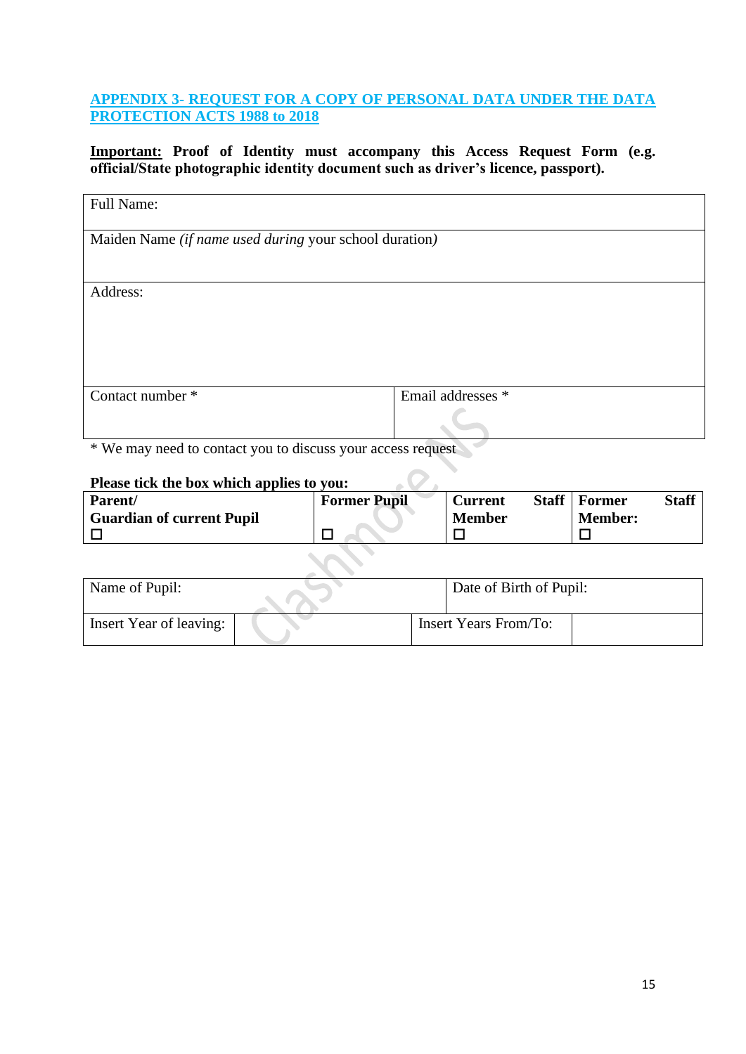## APPENDIX 3- REQUEST FOR A COPY OF PERSONAL DATA UNDER THE DATA PROTECTION ACTS 1988 to 2018

**Important:** **Proof of Identity must accompany this Access Request Form (e.g. official/State photographic identity document such as driver's licence, passport).**

| Full Name: | |
|---|---|
| Maiden Name *(if name used during* your school duration*)* | |
| Address: | |
| Contact number * | Email addresses * |

\* We may need to contact you to discuss your access request

**Please tick the box which applies to you:**

| **Parent/ Guardian of current Pupil** | **Former Pupil** | **Current Staff Member** | **Former Staff Member:** |
|---|---|---|---|
| ☐ | ☐ | ☐ | ☐ |

| Name of Pupil: | | Date of Birth of Pupil: | |
|---|---|---|---|
| Insert Year of leaving: | | Insert Years From/To: | |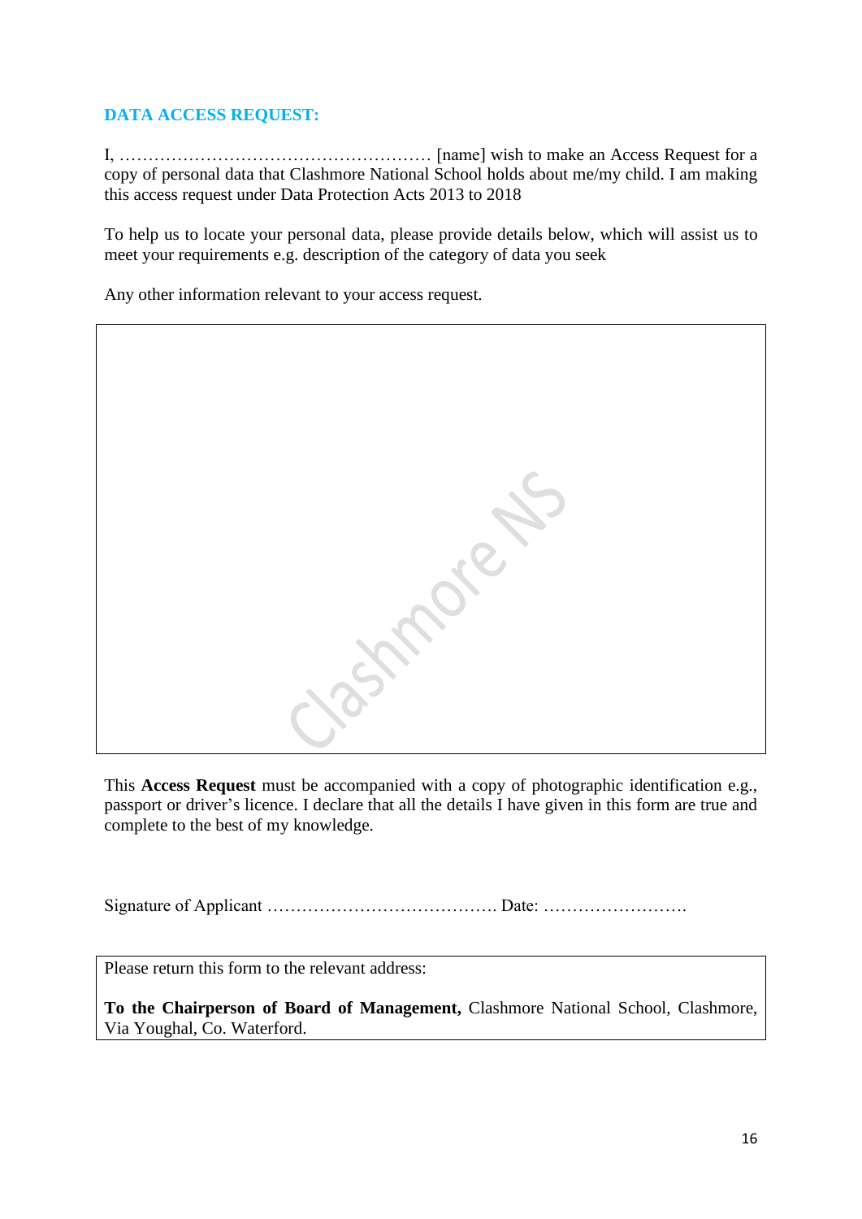**DATA ACCESS REQUEST:**

I, ……………………………………………… [name] wish to make an Access Request for a copy of personal data that Clashmore National School holds about me/my child. I am making this access request under Data Protection Acts 2013 to 2018

To help us to locate your personal data, please provide details below, which will assist us to meet your requirements e.g. description of the category of data you seek

Any other information relevant to your access request.

| |
|---|
| |

This **Access Request** must be accompanied with a copy of photographic identification e.g., passport or driver's licence. I declare that all the details I have given in this form are true and complete to the best of my knowledge.

Signature of Applicant …………………………………. Date: …………………….

| Please return this form to the relevant address: |
|---|
| **To the Chairperson of Board of Management,** Clashmore National School, Clashmore, Via Youghal, Co. Waterford. |